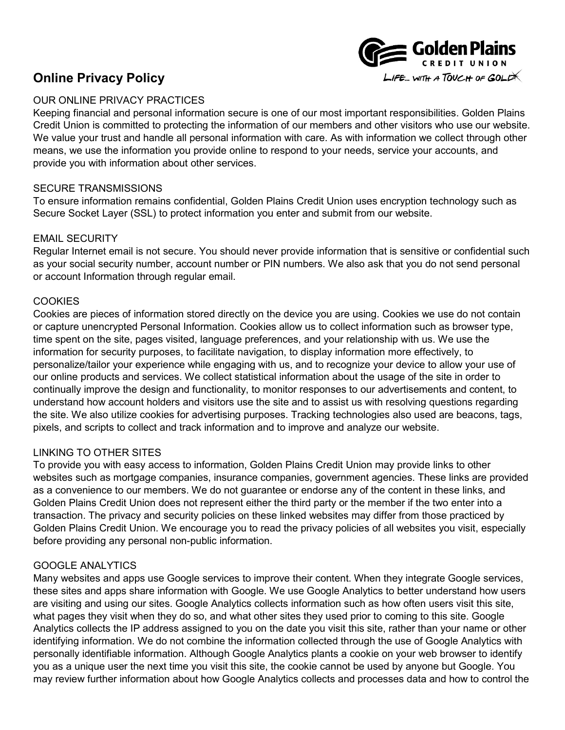# Online Privacy Policy

Golden Plains CREDIT UNION
LIFE... WITH A TOUCH OF GOLD

## OUR ONLINE PRIVACY PRACTICES

Keeping financial and personal information secure is one of our most important responsibilities. Golden Plains Credit Union is committed to protecting the information of our members and other visitors who use our website. We value your trust and handle all personal information with care. As with information we collect through other means, we use the information you provide online to respond to your needs, service your accounts, and provide you with information about other services.

## SECURE TRANSMISSIONS

To ensure information remains confidential, Golden Plains Credit Union uses encryption technology such as Secure Socket Layer (SSL) to protect information you enter and submit from our website.

## EMAIL SECURITY

Regular Internet email is not secure. You should never provide information that is sensitive or confidential such as your social security number, account number or PIN numbers. We also ask that you do not send personal or account Information through regular email.

## COOKIES

Cookies are pieces of information stored directly on the device you are using. Cookies we use do not contain or capture unencrypted Personal Information. Cookies allow us to collect information such as browser type, time spent on the site, pages visited, language preferences, and your relationship with us. We use the information for security purposes, to facilitate navigation, to display information more effectively, to personalize/tailor your experience while engaging with us, and to recognize your device to allow your use of our online products and services. We collect statistical information about the usage of the site in order to continually improve the design and functionality, to monitor responses to our advertisements and content, to understand how account holders and visitors use the site and to assist us with resolving questions regarding the site. We also utilize cookies for advertising purposes. Tracking technologies also used are beacons, tags, pixels, and scripts to collect and track information and to improve and analyze our website.

## LINKING TO OTHER SITES

To provide you with easy access to information, Golden Plains Credit Union may provide links to other websites such as mortgage companies, insurance companies, government agencies. These links are provided as a convenience to our members. We do not guarantee or endorse any of the content in these links, and Golden Plains Credit Union does not represent either the third party or the member if the two enter into a transaction. The privacy and security policies on these linked websites may differ from those practiced by Golden Plains Credit Union. We encourage you to read the privacy policies of all websites you visit, especially before providing any personal non-public information.

## GOOGLE ANALYTICS

Many websites and apps use Google services to improve their content. When they integrate Google services, these sites and apps share information with Google. We use Google Analytics to better understand how users are visiting and using our sites. Google Analytics collects information such as how often users visit this site, what pages they visit when they do so, and what other sites they used prior to coming to this site. Google Analytics collects the IP address assigned to you on the date you visit this site, rather than your name or other identifying information. We do not combine the information collected through the use of Google Analytics with personally identifiable information. Although Google Analytics plants a cookie on your web browser to identify you as a unique user the next time you visit this site, the cookie cannot be used by anyone but Google. You may review further information about how Google Analytics collects and processes data and how to control the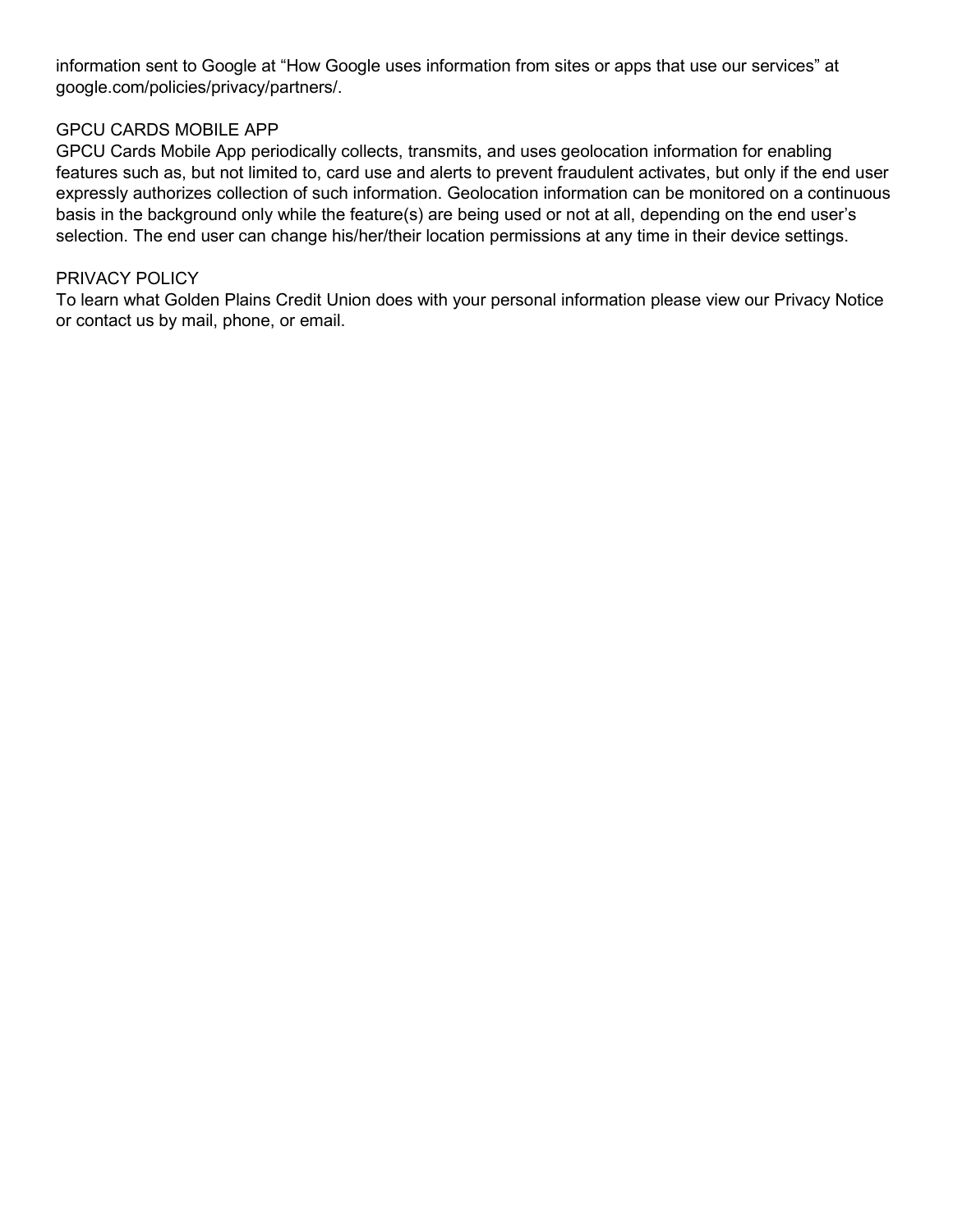information sent to Google at “How Google uses information from sites or apps that use our services” at google.com/policies/privacy/partners/.

## GPCU CARDS MOBILE APP

GPCU Cards Mobile App periodically collects, transmits, and uses geolocation information for enabling features such as, but not limited to, card use and alerts to prevent fraudulent activates, but only if the end user expressly authorizes collection of such information. Geolocation information can be monitored on a continuous basis in the background only while the feature(s) are being used or not at all, depending on the end user’s selection. The end user can change his/her/their location permissions at any time in their device settings.

## PRIVACY POLICY

To learn what Golden Plains Credit Union does with your personal information please view our Privacy Notice or contact us by mail, phone, or email.